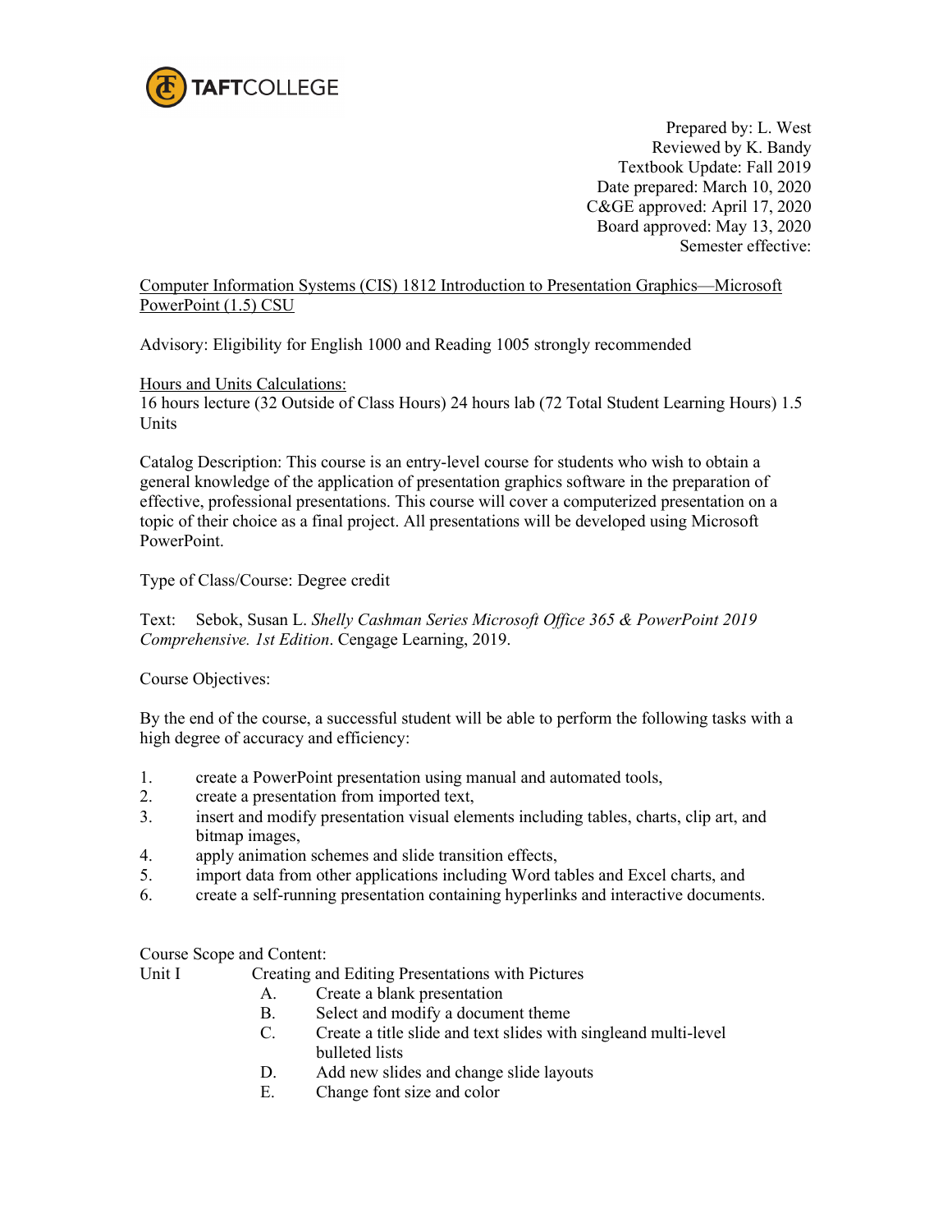TAFTCOLLEGE

Prepared by: L. West
Reviewed by K. Bandy
Textbook Update: Fall 2019
Date prepared: March 10, 2020
C&GE approved: April 17, 2020
Board approved: May 13, 2020
Semester effective:

Computer Information Systems (CIS) 1812 Introduction to Presentation Graphics—Microsoft PowerPoint (1.5) CSU

Advisory: Eligibility for English 1000 and Reading 1005 strongly recommended

Hours and Units Calculations:
16 hours lecture (32 Outside of Class Hours) 24 hours lab (72 Total Student Learning Hours) 1.5 Units

Catalog Description: This course is an entry-level course for students who wish to obtain a general knowledge of the application of presentation graphics software in the preparation of effective, professional presentations. This course will cover a computerized presentation on a topic of their choice as a final project. All presentations will be developed using Microsoft PowerPoint.

Type of Class/Course: Degree credit

Text: Sebok, Susan L. *Shelly Cashman Series Microsoft Office 365 & PowerPoint 2019 Comprehensive. 1st Edition*. Cengage Learning, 2019.

Course Objectives:

By the end of the course, a successful student will be able to perform the following tasks with a high degree of accuracy and efficiency:

1. create a PowerPoint presentation using manual and automated tools,
2. create a presentation from imported text,
3. insert and modify presentation visual elements including tables, charts, clip art, and bitmap images,
4. apply animation schemes and slide transition effects,
5. import data from other applications including Word tables and Excel charts, and
6. create a self-running presentation containing hyperlinks and interactive documents.

Course Scope and Content:

Unit I Creating and Editing Presentations with Pictures

- A. Create a blank presentation
- B. Select and modify a document theme
- C. Create a title slide and text slides with singleand multi-level bulleted lists
- D. Add new slides and change slide layouts
- E. Change font size and color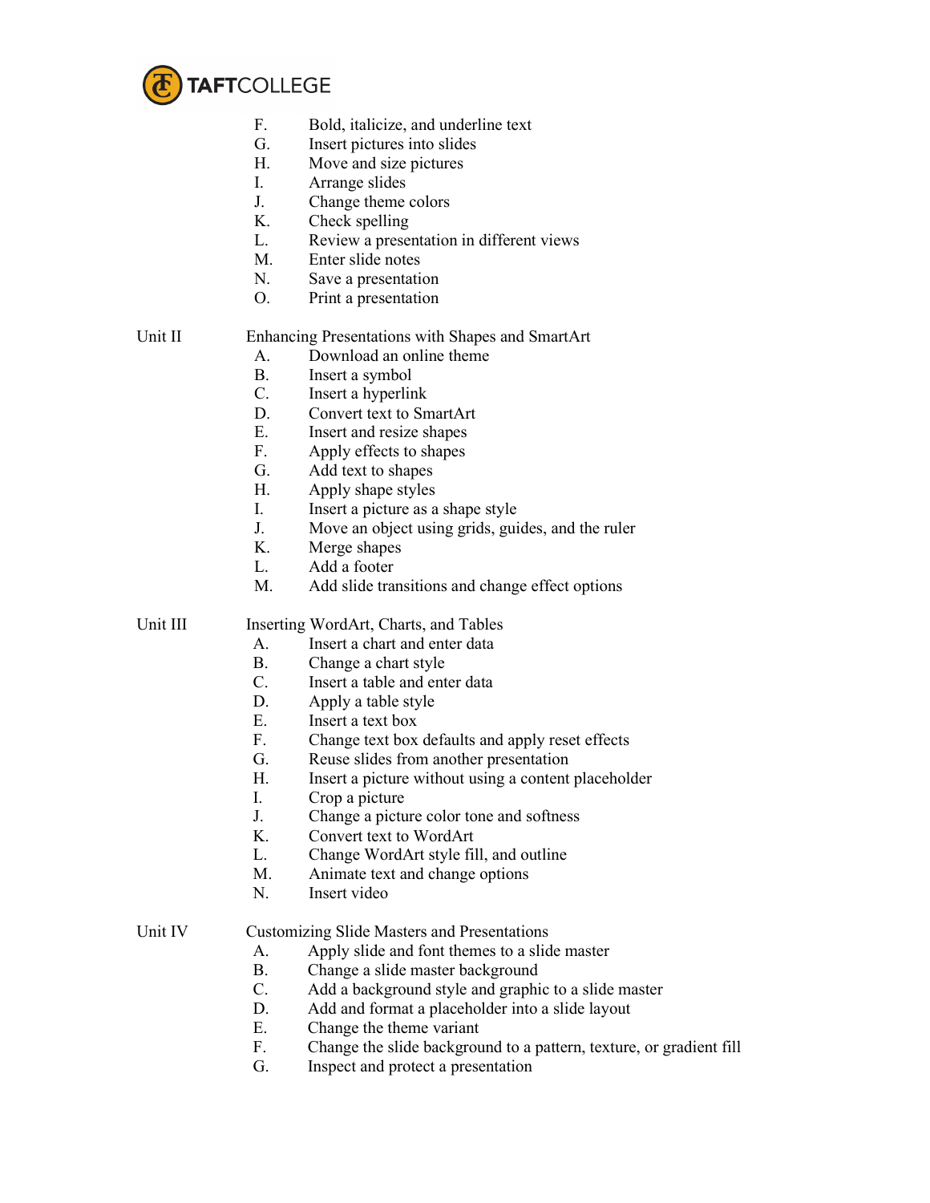F. Bold, italicize, and underline text
G. Insert pictures into slides
H. Move and size pictures
I. Arrange slides
J. Change theme colors
K. Check spelling
L. Review a presentation in different views
M. Enter slide notes
N. Save a presentation
O. Print a presentation

Unit II Enhancing Presentations with Shapes and SmartArt

A. Download an online theme
B. Insert a symbol
C. Insert a hyperlink
D. Convert text to SmartArt
E. Insert and resize shapes
F. Apply effects to shapes
G. Add text to shapes
H. Apply shape styles
I. Insert a picture as a shape style
J. Move an object using grids, guides, and the ruler
K. Merge shapes
L. Add a footer
M. Add slide transitions and change effect options

Unit III Inserting WordArt, Charts, and Tables

A. Insert a chart and enter data
B. Change a chart style
C. Insert a table and enter data
D. Apply a table style
E. Insert a text box
F. Change text box defaults and apply reset effects
G. Reuse slides from another presentation
H. Insert a picture without using a content placeholder
I. Crop a picture
J. Change a picture color tone and softness
K. Convert text to WordArt
L. Change WordArt style fill, and outline
M. Animate text and change options
N. Insert video

Unit IV Customizing Slide Masters and Presentations

A. Apply slide and font themes to a slide master
B. Change a slide master background
C. Add a background style and graphic to a slide master
D. Add and format a placeholder into a slide layout
E. Change the theme variant
F. Change the slide background to a pattern, texture, or gradient fill
G. Inspect and protect a presentation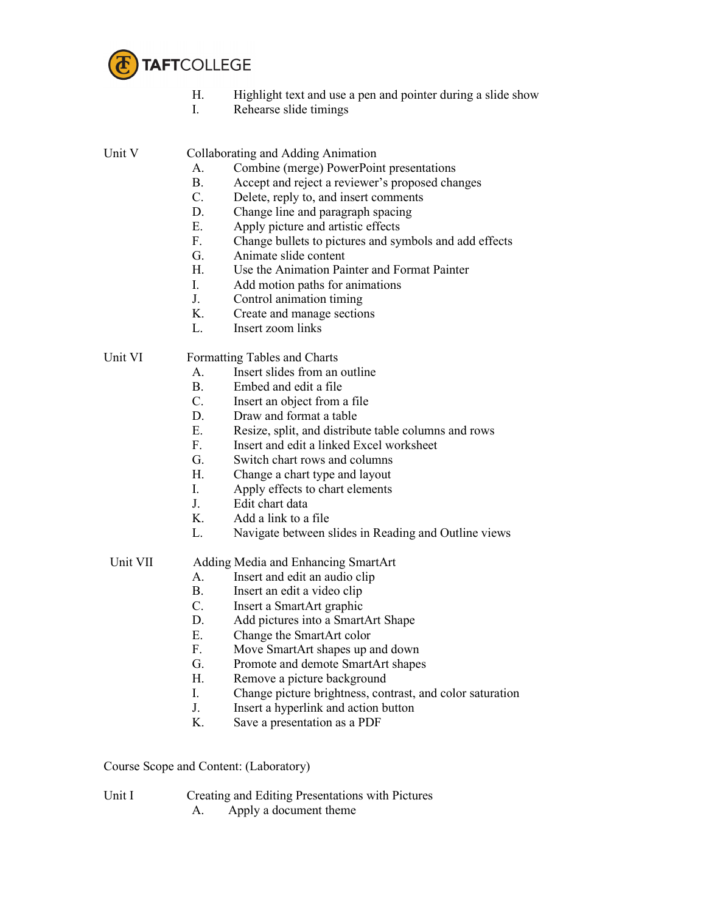H. Highlight text and use a pen and pointer during a slide show
I. Rehearse slide timings

Unit V Collaborating and Adding Animation

A. Combine (merge) PowerPoint presentations
B. Accept and reject a reviewer's proposed changes
C. Delete, reply to, and insert comments
D. Change line and paragraph spacing
E. Apply picture and artistic effects
F. Change bullets to pictures and symbols and add effects
G. Animate slide content
H. Use the Animation Painter and Format Painter
I. Add motion paths for animations
J. Control animation timing
K. Create and manage sections
L. Insert zoom links

Unit VI Formatting Tables and Charts

A. Insert slides from an outline
B. Embed and edit a file
C. Insert an object from a file
D. Draw and format a table
E. Resize, split, and distribute table columns and rows
F. Insert and edit a linked Excel worksheet
G. Switch chart rows and columns
H. Change a chart type and layout
I. Apply effects to chart elements
J. Edit chart data
K. Add a link to a file
L. Navigate between slides in Reading and Outline views

Unit VII Adding Media and Enhancing SmartArt

A. Insert and edit an audio clip
B. Insert an edit a video clip
C. Insert a SmartArt graphic
D. Add pictures into a SmartArt Shape
E. Change the SmartArt color
F. Move SmartArt shapes up and down
G. Promote and demote SmartArt shapes
H. Remove a picture background
I. Change picture brightness, contrast, and color saturation
J. Insert a hyperlink and action button
K. Save a presentation as a PDF

Course Scope and Content: (Laboratory)

Unit I Creating and Editing Presentations with Pictures

A. Apply a document theme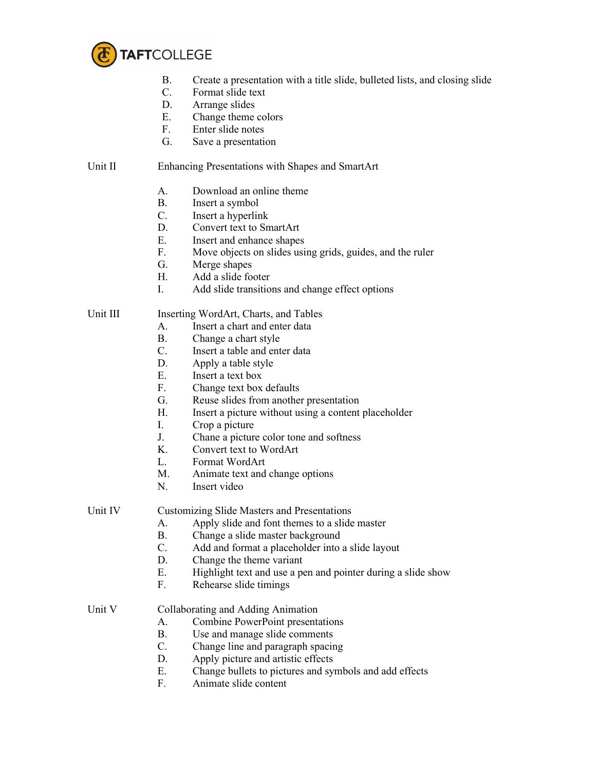B. Create a presentation with a title slide, bulleted lists, and closing slide
C. Format slide text
D. Arrange slides
E. Change theme colors
F. Enter slide notes
G. Save a presentation

Unit II Enhancing Presentations with Shapes and SmartArt

A. Download an online theme
B. Insert a symbol
C. Insert a hyperlink
D. Convert text to SmartArt
E. Insert and enhance shapes
F. Move objects on slides using grids, guides, and the ruler
G. Merge shapes
H. Add a slide footer
I. Add slide transitions and change effect options

Unit III Inserting WordArt, Charts, and Tables

A. Insert a chart and enter data
B. Change a chart style
C. Insert a table and enter data
D. Apply a table style
E. Insert a text box
F. Change text box defaults
G. Reuse slides from another presentation
H. Insert a picture without using a content placeholder
I. Crop a picture
J. Chane a picture color tone and softness
K. Convert text to WordArt
L. Format WordArt
M. Animate text and change options
N. Insert video

Unit IV Customizing Slide Masters and Presentations

A. Apply slide and font themes to a slide master
B. Change a slide master background
C. Add and format a placeholder into a slide layout
D. Change the theme variant
E. Highlight text and use a pen and pointer during a slide show
F. Rehearse slide timings

Unit V Collaborating and Adding Animation

A. Combine PowerPoint presentations
B. Use and manage slide comments
C. Change line and paragraph spacing
D. Apply picture and artistic effects
E. Change bullets to pictures and symbols and add effects
F. Animate slide content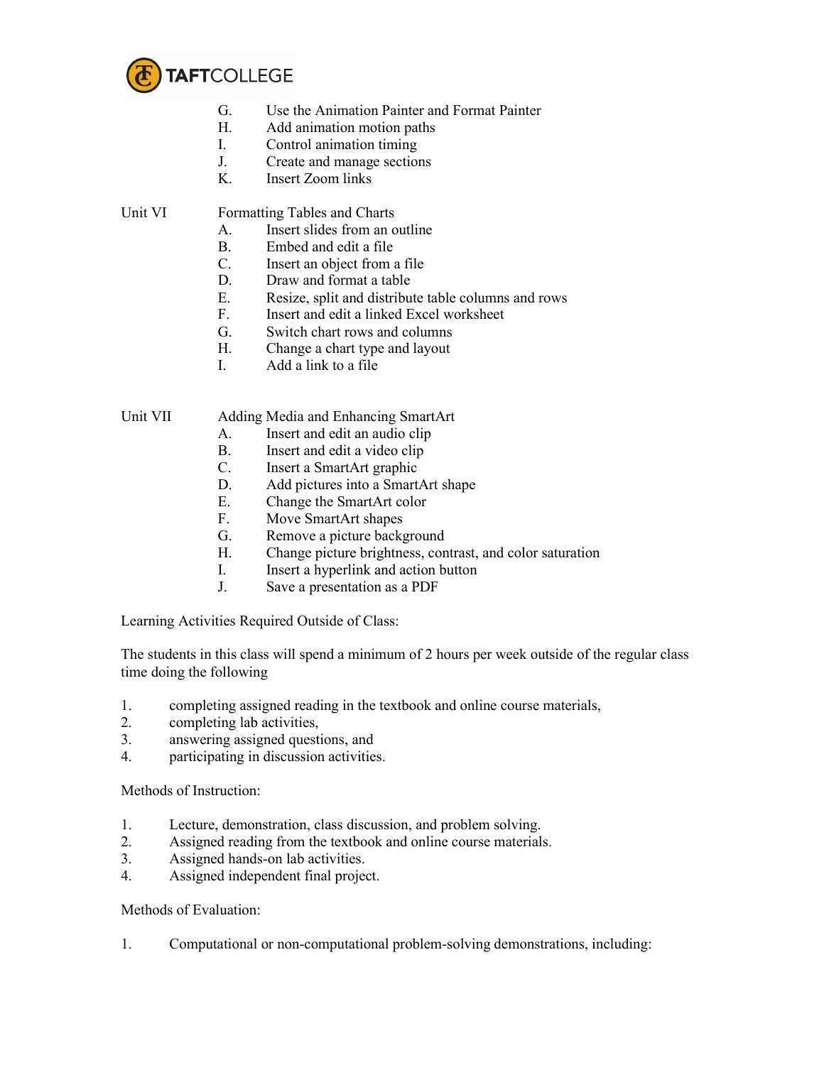G. Use the Animation Painter and Format Painter
H. Add animation motion paths
I. Control animation timing
J. Create and manage sections
K. Insert Zoom links

Unit VI Formatting Tables and Charts

A. Insert slides from an outline
B. Embed and edit a file
C. Insert an object from a file
D. Draw and format a table
E. Resize, split and distribute table columns and rows
F. Insert and edit a linked Excel worksheet
G. Switch chart rows and columns
H. Change a chart type and layout
I. Add a link to a file

Unit VII Adding Media and Enhancing SmartArt

A. Insert and edit an audio clip
B. Insert and edit a video clip
C. Insert a SmartArt graphic
D. Add pictures into a SmartArt shape
E. Change the SmartArt color
F. Move SmartArt shapes
G. Remove a picture background
H. Change picture brightness, contrast, and color saturation
I. Insert a hyperlink and action button
J. Save a presentation as a PDF

Learning Activities Required Outside of Class:

The students in this class will spend a minimum of 2 hours per week outside of the regular class time doing the following

1. completing assigned reading in the textbook and online course materials,
2. completing lab activities,
3. answering assigned questions, and
4. participating in discussion activities.

Methods of Instruction:

1. Lecture, demonstration, class discussion, and problem solving.
2. Assigned reading from the textbook and online course materials.
3. Assigned hands-on lab activities.
4. Assigned independent final project.

Methods of Evaluation:

1. Computational or non-computational problem-solving demonstrations, including: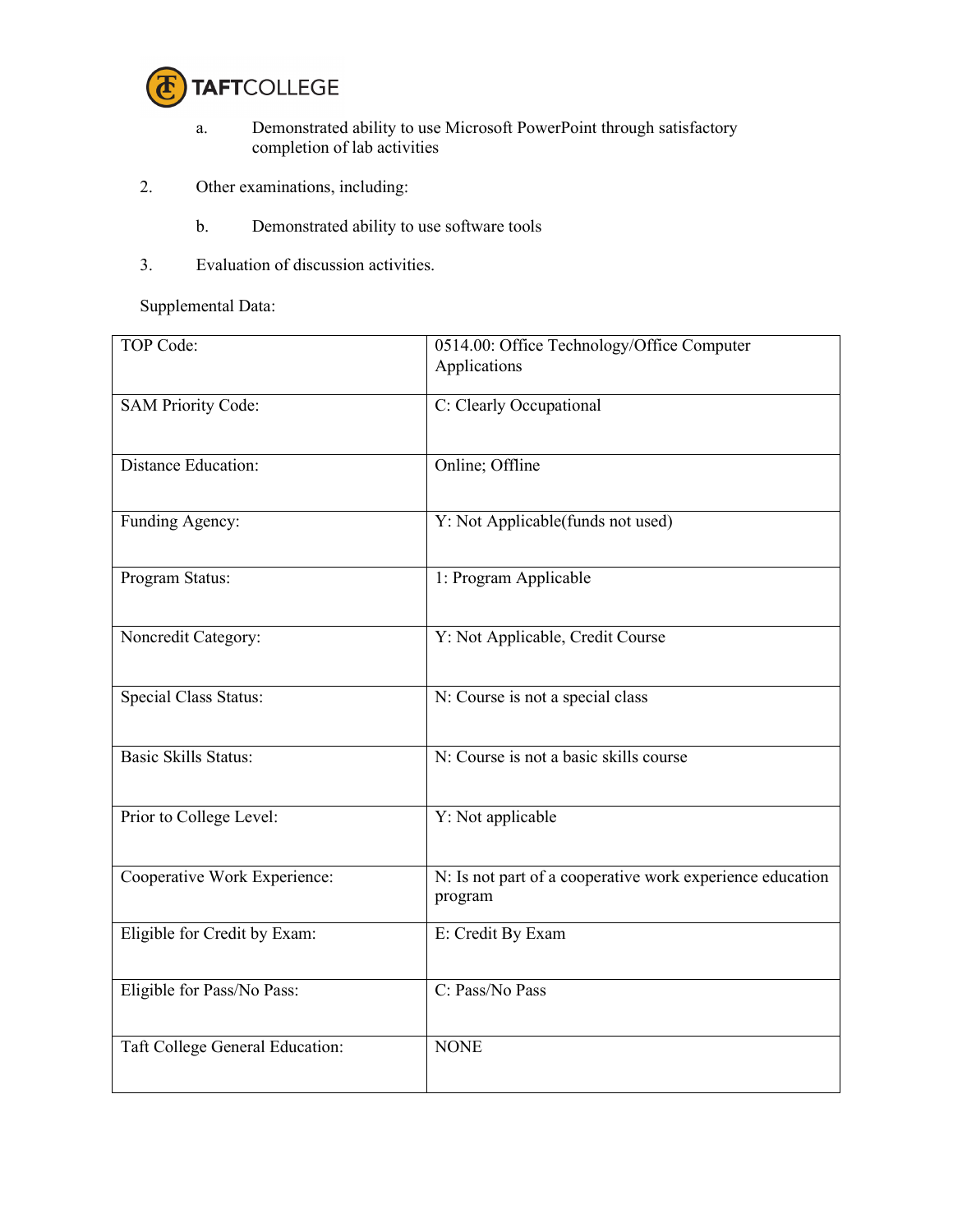a. Demonstrated ability to use Microsoft PowerPoint through satisfactory completion of lab activities

2. Other examinations, including:

   b. Demonstrated ability to use software tools

3. Evaluation of discussion activities.

Supplemental Data:

| TOP Code: | 0514.00: Office Technology/Office Computer Applications |
|---|---|
| SAM Priority Code: | C: Clearly Occupational |
| Distance Education: | Online; Offline |
| Funding Agency: | Y: Not Applicable(funds not used) |
| Program Status: | 1: Program Applicable |
| Noncredit Category: | Y: Not Applicable, Credit Course |
| Special Class Status: | N: Course is not a special class |
| Basic Skills Status: | N: Course is not a basic skills course |
| Prior to College Level: | Y: Not applicable |
| Cooperative Work Experience: | N: Is not part of a cooperative work experience education program |
| Eligible for Credit by Exam: | E: Credit By Exam |
| Eligible for Pass/No Pass: | C: Pass/No Pass |
| Taft College General Education: | NONE |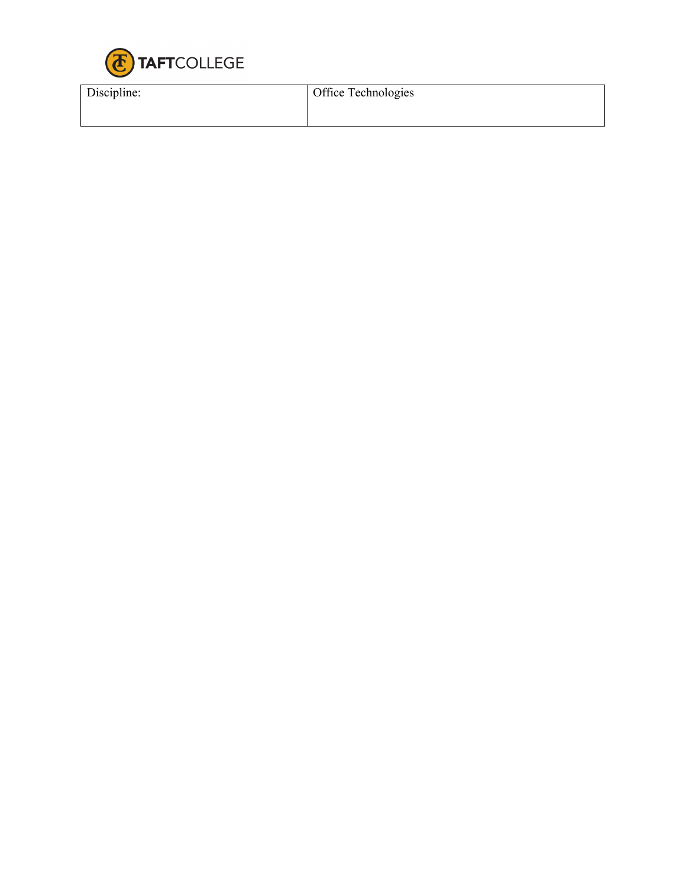| | |
|---|---|
| Discipline: | Office Technologies |